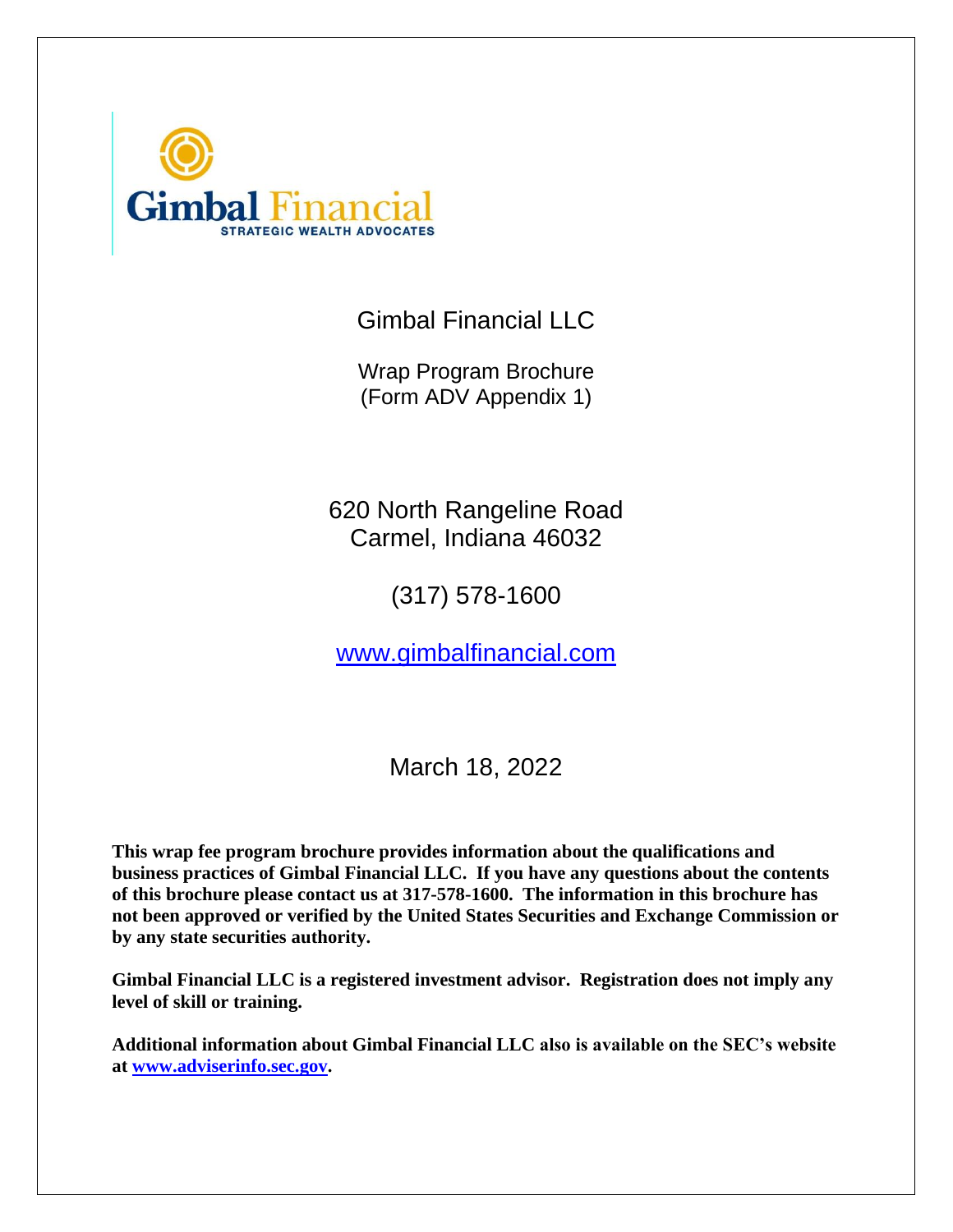Gimbal Financial

STRATEGIC WEALTH ADVOCATES

# Gimbal Financial LLC

Wrap Program Brochure
(Form ADV Appendix 1)

620 North Rangeline Road
Carmel, Indiana 46032

(317) 578-1600

www.gimbalfinancial.com

March 18, 2022

**This wrap fee program brochure provides information about the qualifications and business practices of Gimbal Financial LLC. If you have any questions about the contents of this brochure please contact us at 317-578-1600. The information in this brochure has not been approved or verified by the United States Securities and Exchange Commission or by any state securities authority.**

**Gimbal Financial LLC is a registered investment advisor. Registration does not imply any level of skill or training.**

**Additional information about Gimbal Financial LLC also is available on the SEC's website at www.adviserinfo.sec.gov.**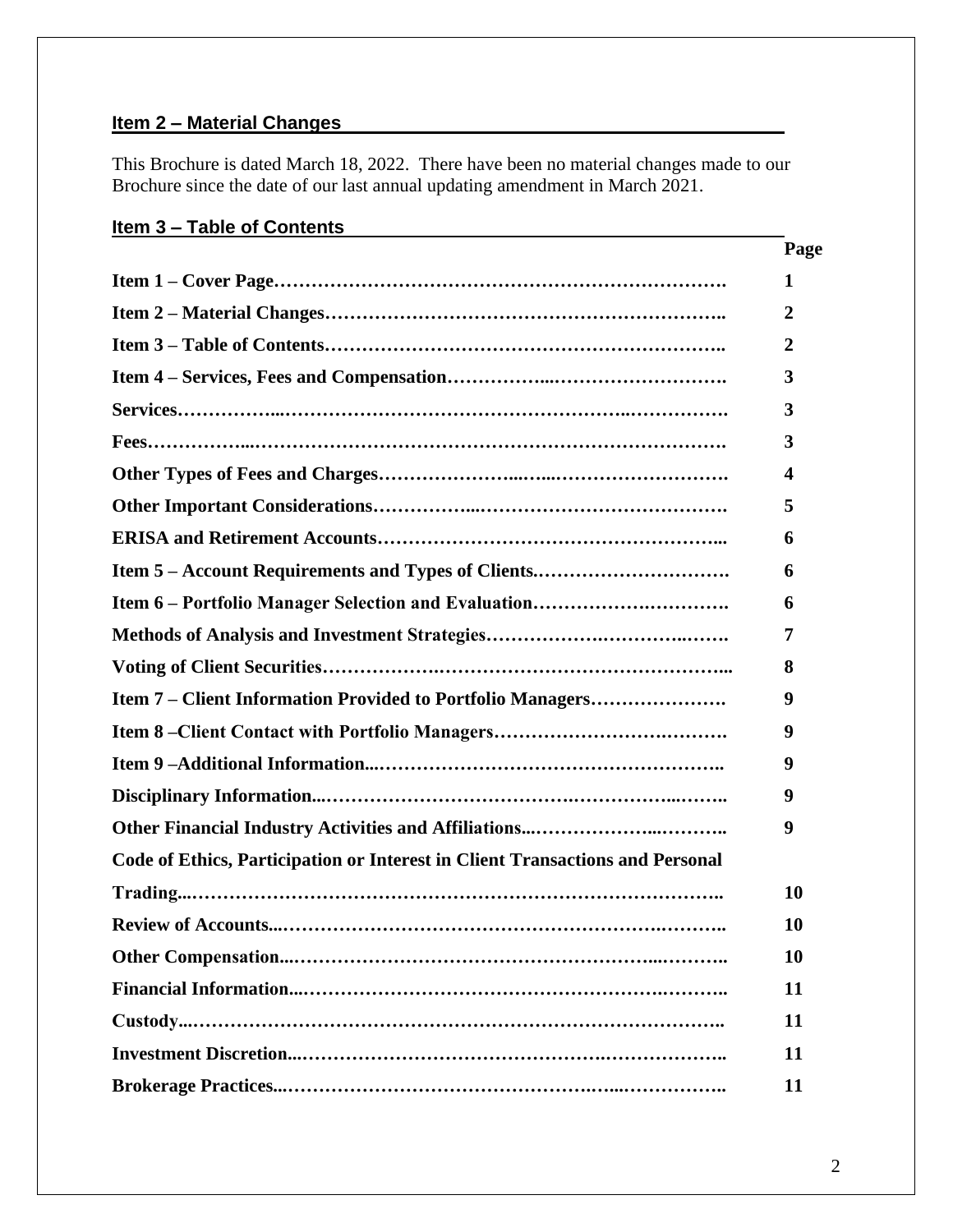## Item 2 – Material Changes

This Brochure is dated March 18, 2022. There have been no material changes made to our Brochure since the date of our last annual updating amendment in March 2021.

## Item 3 – Table of Contents

| | Page |
|---|---|
| **Item 1 – Cover Page** | **1** |
| **Item 2 – Material Changes** | **2** |
| **Item 3 – Table of Contents** | **2** |
| **Item 4 – Services, Fees and Compensation** | **3** |
| **Services** | **3** |
| **Fees** | **3** |
| **Other Types of Fees and Charges** | **4** |
| **Other Important Considerations** | **5** |
| **ERISA and Retirement Accounts** | **6** |
| **Item 5 – Account Requirements and Types of Clients** | **6** |
| **Item 6 – Portfolio Manager Selection and Evaluation** | **6** |
| **Methods of Analysis and Investment Strategies** | **7** |
| **Voting of Client Securities** | **8** |
| **Item 7 – Client Information Provided to Portfolio Managers** | **9** |
| **Item 8 –Client Contact with Portfolio Managers** | **9** |
| **Item 9 –Additional Information** | **9** |
| **Disciplinary Information** | **9** |
| **Other Financial Industry Activities and Affiliations** | **9** |
| **Code of Ethics, Participation or Interest in Client Transactions and Personal Trading** | **10** |
| **Review of Accounts** | **10** |
| **Other Compensation** | **10** |
| **Financial Information** | **11** |
| **Custody** | **11** |
| **Investment Discretion** | **11** |
| **Brokerage Practices** | **11** |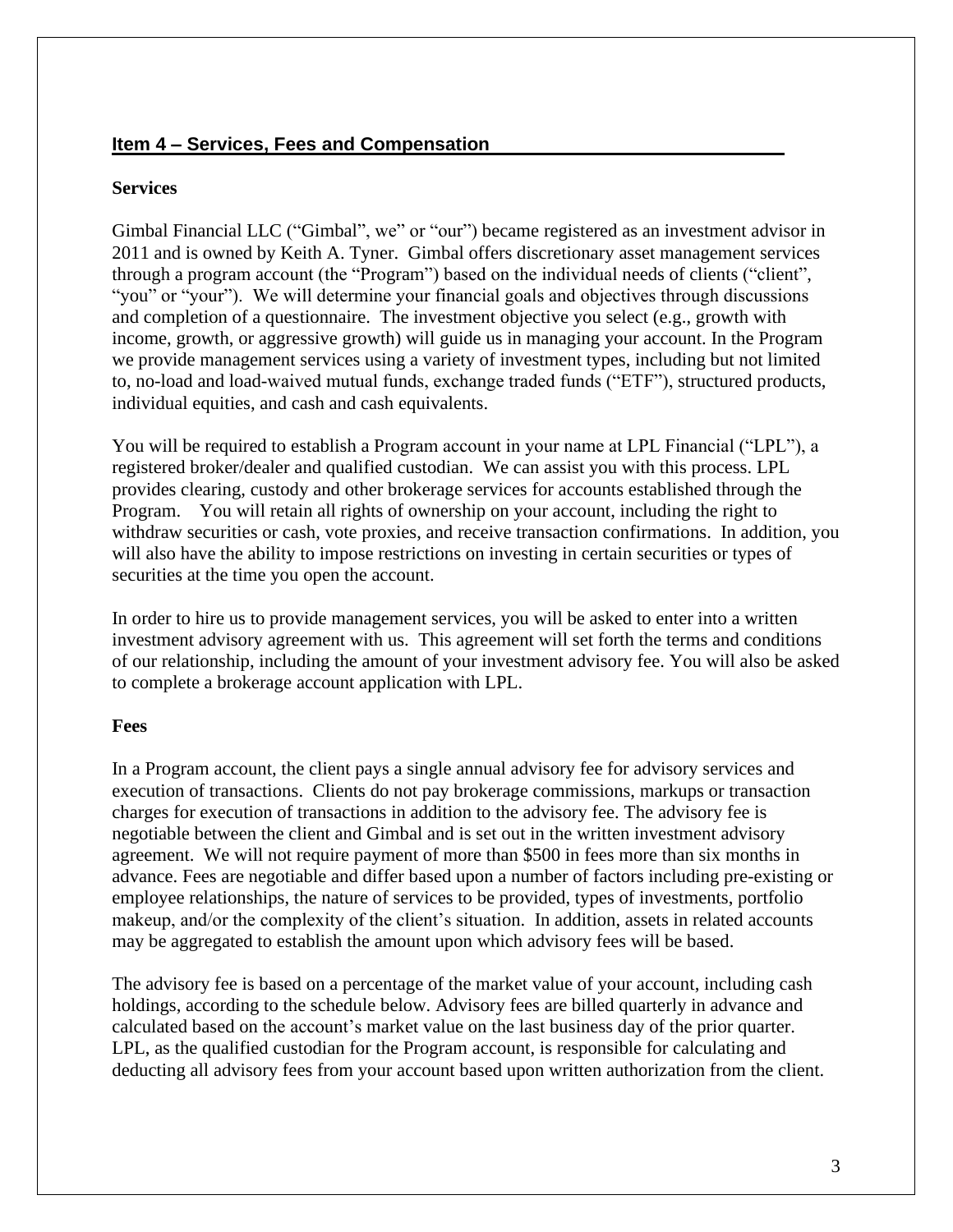## Item 4 – Services, Fees and Compensation

### Services

Gimbal Financial LLC ("Gimbal", we" or "our") became registered as an investment advisor in 2011 and is owned by Keith A. Tyner. Gimbal offers discretionary asset management services through a program account (the "Program") based on the individual needs of clients ("client", "you" or "your"). We will determine your financial goals and objectives through discussions and completion of a questionnaire. The investment objective you select (e.g., growth with income, growth, or aggressive growth) will guide us in managing your account. In the Program we provide management services using a variety of investment types, including but not limited to, no-load and load-waived mutual funds, exchange traded funds ("ETF"), structured products, individual equities, and cash and cash equivalents.

You will be required to establish a Program account in your name at LPL Financial ("LPL"), a registered broker/dealer and qualified custodian. We can assist you with this process. LPL provides clearing, custody and other brokerage services for accounts established through the Program. You will retain all rights of ownership on your account, including the right to withdraw securities or cash, vote proxies, and receive transaction confirmations. In addition, you will also have the ability to impose restrictions on investing in certain securities or types of securities at the time you open the account.

In order to hire us to provide management services, you will be asked to enter into a written investment advisory agreement with us. This agreement will set forth the terms and conditions of our relationship, including the amount of your investment advisory fee. You will also be asked to complete a brokerage account application with LPL.

### Fees

In a Program account, the client pays a single annual advisory fee for advisory services and execution of transactions. Clients do not pay brokerage commissions, markups or transaction charges for execution of transactions in addition to the advisory fee. The advisory fee is negotiable between the client and Gimbal and is set out in the written investment advisory agreement. We will not require payment of more than $500 in fees more than six months in advance. Fees are negotiable and differ based upon a number of factors including pre-existing or employee relationships, the nature of services to be provided, types of investments, portfolio makeup, and/or the complexity of the client's situation. In addition, assets in related accounts may be aggregated to establish the amount upon which advisory fees will be based.

The advisory fee is based on a percentage of the market value of your account, including cash holdings, according to the schedule below. Advisory fees are billed quarterly in advance and calculated based on the account's market value on the last business day of the prior quarter. LPL, as the qualified custodian for the Program account, is responsible for calculating and deducting all advisory fees from your account based upon written authorization from the client.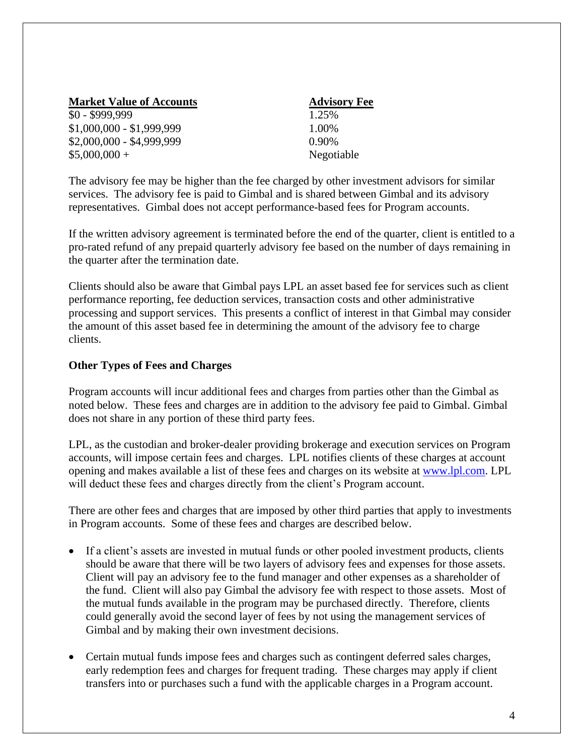| Market Value of Accounts | Advisory Fee |
| --- | --- |
| $0 - $999,999 | 1.25% |
| $1,000,000 - $1,999,999 | 1.00% |
| $2,000,000 - $4,999,999 | 0.90% |
| $5,000,000 + | Negotiable |

The advisory fee may be higher than the fee charged by other investment advisors for similar services. The advisory fee is paid to Gimbal and is shared between Gimbal and its advisory representatives. Gimbal does not accept performance-based fees for Program accounts.

If the written advisory agreement is terminated before the end of the quarter, client is entitled to a pro-rated refund of any prepaid quarterly advisory fee based on the number of days remaining in the quarter after the termination date.

Clients should also be aware that Gimbal pays LPL an asset based fee for services such as client performance reporting, fee deduction services, transaction costs and other administrative processing and support services. This presents a conflict of interest in that Gimbal may consider the amount of this asset based fee in determining the amount of the advisory fee to charge clients.

**Other Types of Fees and Charges**

Program accounts will incur additional fees and charges from parties other than the Gimbal as noted below. These fees and charges are in addition to the advisory fee paid to Gimbal. Gimbal does not share in any portion of these third party fees.

LPL, as the custodian and broker-dealer providing brokerage and execution services on Program accounts, will impose certain fees and charges. LPL notifies clients of these charges at account opening and makes available a list of these fees and charges on its website at [www.lpl.com](http://www.lpl.com). LPL will deduct these fees and charges directly from the client's Program account.

There are other fees and charges that are imposed by other third parties that apply to investments in Program accounts. Some of these fees and charges are described below.

- If a client's assets are invested in mutual funds or other pooled investment products, clients should be aware that there will be two layers of advisory fees and expenses for those assets. Client will pay an advisory fee to the fund manager and other expenses as a shareholder of the fund. Client will also pay Gimbal the advisory fee with respect to those assets. Most of the mutual funds available in the program may be purchased directly. Therefore, clients could generally avoid the second layer of fees by not using the management services of Gimbal and by making their own investment decisions.

- Certain mutual funds impose fees and charges such as contingent deferred sales charges, early redemption fees and charges for frequent trading. These charges may apply if client transfers into or purchases such a fund with the applicable charges in a Program account.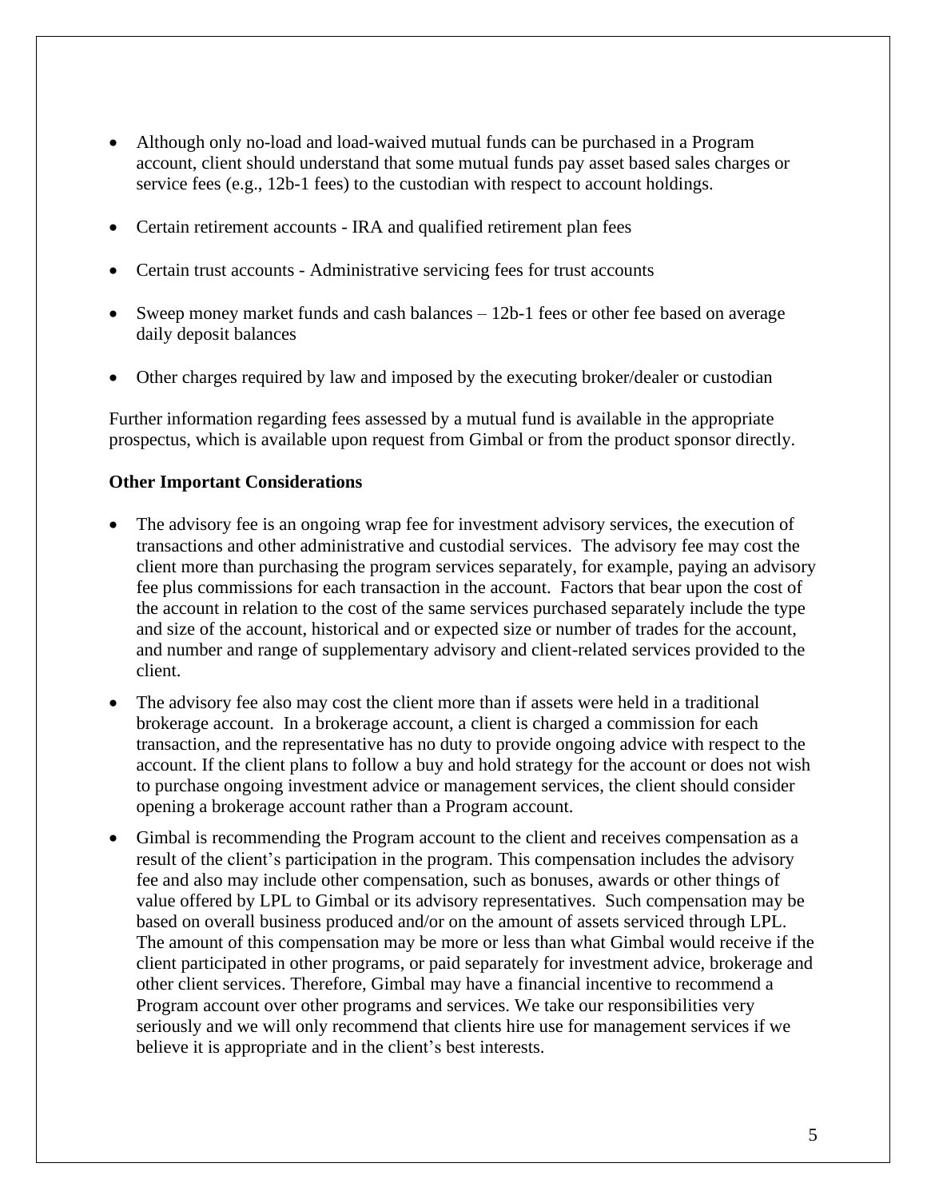- Although only no-load and load-waived mutual funds can be purchased in a Program account, client should understand that some mutual funds pay asset based sales charges or service fees (e.g., 12b-1 fees) to the custodian with respect to account holdings.
- Certain retirement accounts - IRA and qualified retirement plan fees
- Certain trust accounts - Administrative servicing fees for trust accounts
- Sweep money market funds and cash balances – 12b-1 fees or other fee based on average daily deposit balances
- Other charges required by law and imposed by the executing broker/dealer or custodian

Further information regarding fees assessed by a mutual fund is available in the appropriate prospectus, which is available upon request from Gimbal or from the product sponsor directly.

**Other Important Considerations**

- The advisory fee is an ongoing wrap fee for investment advisory services, the execution of transactions and other administrative and custodial services. The advisory fee may cost the client more than purchasing the program services separately, for example, paying an advisory fee plus commissions for each transaction in the account. Factors that bear upon the cost of the account in relation to the cost of the same services purchased separately include the type and size of the account, historical and or expected size or number of trades for the account, and number and range of supplementary advisory and client-related services provided to the client.
- The advisory fee also may cost the client more than if assets were held in a traditional brokerage account. In a brokerage account, a client is charged a commission for each transaction, and the representative has no duty to provide ongoing advice with respect to the account. If the client plans to follow a buy and hold strategy for the account or does not wish to purchase ongoing investment advice or management services, the client should consider opening a brokerage account rather than a Program account.
- Gimbal is recommending the Program account to the client and receives compensation as a result of the client's participation in the program. This compensation includes the advisory fee and also may include other compensation, such as bonuses, awards or other things of value offered by LPL to Gimbal or its advisory representatives. Such compensation may be based on overall business produced and/or on the amount of assets serviced through LPL. The amount of this compensation may be more or less than what Gimbal would receive if the client participated in other programs, or paid separately for investment advice, brokerage and other client services. Therefore, Gimbal may have a financial incentive to recommend a Program account over other programs and services. We take our responsibilities very seriously and we will only recommend that clients hire use for management services if we believe it is appropriate and in the client's best interests.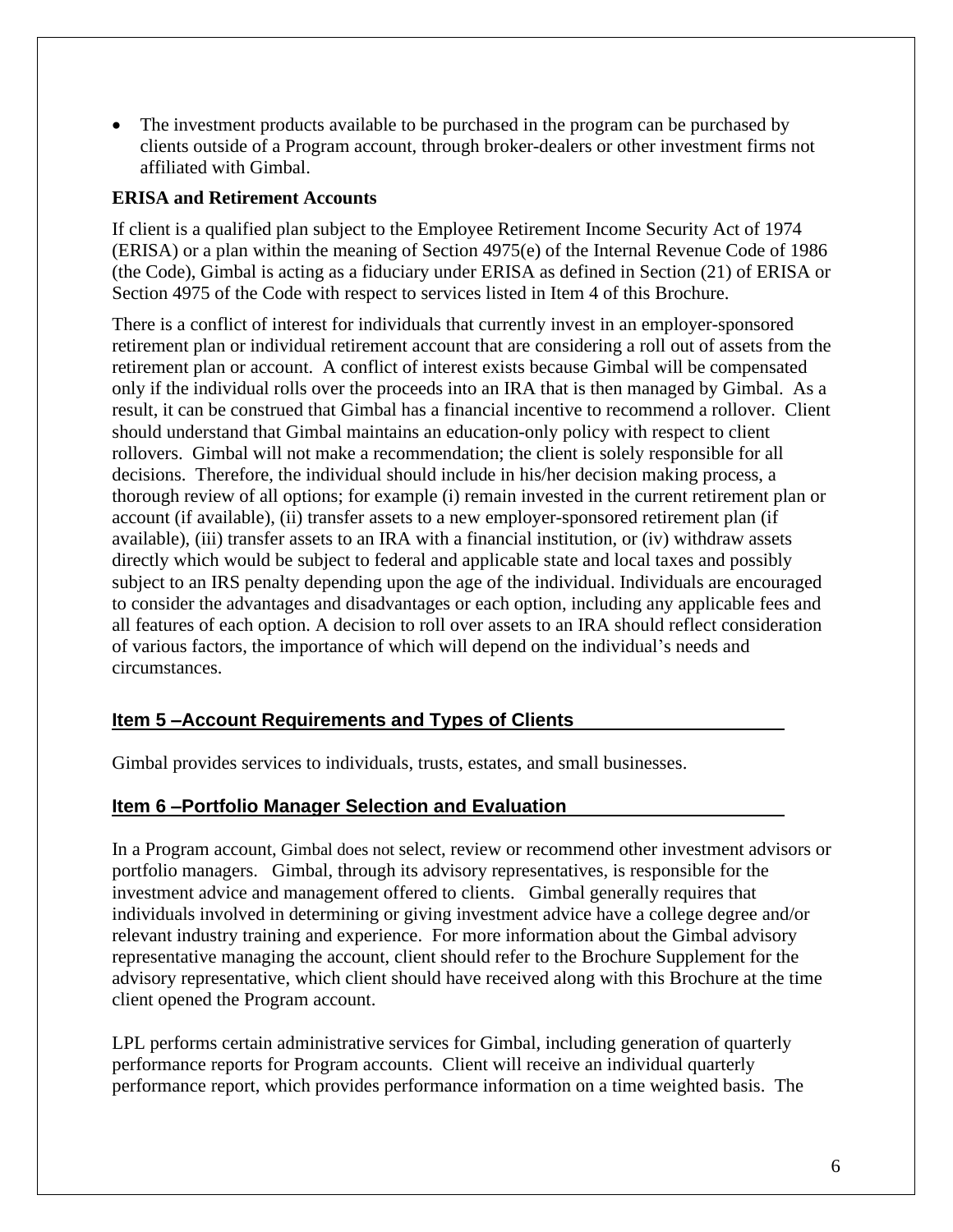- The investment products available to be purchased in the program can be purchased by clients outside of a Program account, through broker-dealers or other investment firms not affiliated with Gimbal.

**ERISA and Retirement Accounts**

If client is a qualified plan subject to the Employee Retirement Income Security Act of 1974 (ERISA) or a plan within the meaning of Section 4975(e) of the Internal Revenue Code of 1986 (the Code), Gimbal is acting as a fiduciary under ERISA as defined in Section (21) of ERISA or Section 4975 of the Code with respect to services listed in Item 4 of this Brochure.

There is a conflict of interest for individuals that currently invest in an employer-sponsored retirement plan or individual retirement account that are considering a roll out of assets from the retirement plan or account. A conflict of interest exists because Gimbal will be compensated only if the individual rolls over the proceeds into an IRA that is then managed by Gimbal. As a result, it can be construed that Gimbal has a financial incentive to recommend a rollover. Client should understand that Gimbal maintains an education-only policy with respect to client rollovers. Gimbal will not make a recommendation; the client is solely responsible for all decisions. Therefore, the individual should include in his/her decision making process, a thorough review of all options; for example (i) remain invested in the current retirement plan or account (if available), (ii) transfer assets to a new employer-sponsored retirement plan (if available), (iii) transfer assets to an IRA with a financial institution, or (iv) withdraw assets directly which would be subject to federal and applicable state and local taxes and possibly subject to an IRS penalty depending upon the age of the individual. Individuals are encouraged to consider the advantages and disadvantages or each option, including any applicable fees and all features of each option. A decision to roll over assets to an IRA should reflect consideration of various factors, the importance of which will depend on the individual's needs and circumstances.

## Item 5 –Account Requirements and Types of Clients

Gimbal provides services to individuals, trusts, estates, and small businesses.

## Item 6 –Portfolio Manager Selection and Evaluation

In a Program account, Gimbal does not select, review or recommend other investment advisors or portfolio managers. Gimbal, through its advisory representatives, is responsible for the investment advice and management offered to clients. Gimbal generally requires that individuals involved in determining or giving investment advice have a college degree and/or relevant industry training and experience. For more information about the Gimbal advisory representative managing the account, client should refer to the Brochure Supplement for the advisory representative, which client should have received along with this Brochure at the time client opened the Program account.

LPL performs certain administrative services for Gimbal, including generation of quarterly performance reports for Program accounts. Client will receive an individual quarterly performance report, which provides performance information on a time weighted basis. The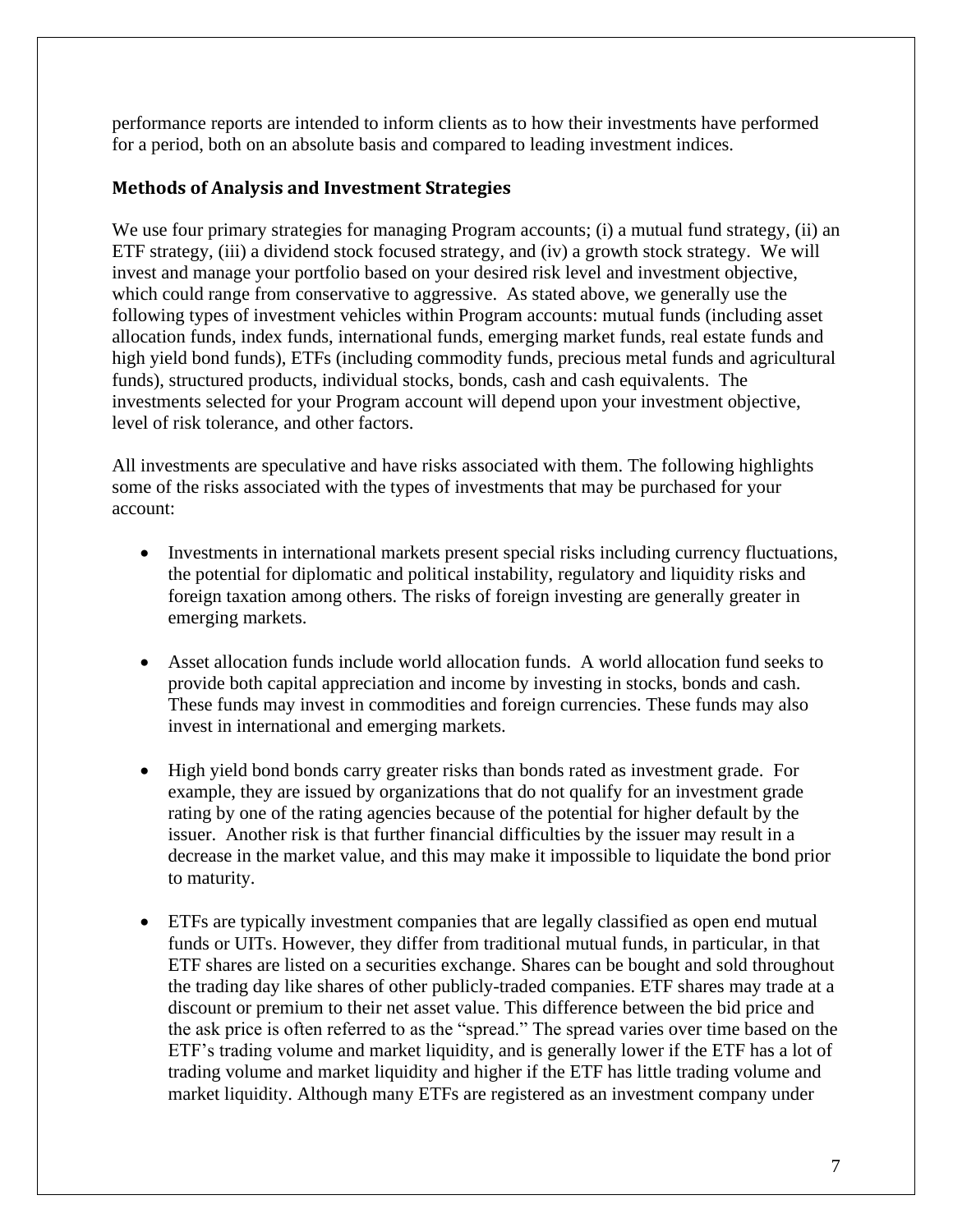performance reports are intended to inform clients as to how their investments have performed for a period, both on an absolute basis and compared to leading investment indices.

### Methods of Analysis and Investment Strategies

We use four primary strategies for managing Program accounts; (i) a mutual fund strategy, (ii) an ETF strategy, (iii) a dividend stock focused strategy, and (iv) a growth stock strategy. We will invest and manage your portfolio based on your desired risk level and investment objective, which could range from conservative to aggressive. As stated above, we generally use the following types of investment vehicles within Program accounts: mutual funds (including asset allocation funds, index funds, international funds, emerging market funds, real estate funds and high yield bond funds), ETFs (including commodity funds, precious metal funds and agricultural funds), structured products, individual stocks, bonds, cash and cash equivalents. The investments selected for your Program account will depend upon your investment objective, level of risk tolerance, and other factors.

All investments are speculative and have risks associated with them. The following highlights some of the risks associated with the types of investments that may be purchased for your account:

- Investments in international markets present special risks including currency fluctuations, the potential for diplomatic and political instability, regulatory and liquidity risks and foreign taxation among others. The risks of foreign investing are generally greater in emerging markets.

- Asset allocation funds include world allocation funds. A world allocation fund seeks to provide both capital appreciation and income by investing in stocks, bonds and cash. These funds may invest in commodities and foreign currencies. These funds may also invest in international and emerging markets.

- High yield bond bonds carry greater risks than bonds rated as investment grade. For example, they are issued by organizations that do not qualify for an investment grade rating by one of the rating agencies because of the potential for higher default by the issuer. Another risk is that further financial difficulties by the issuer may result in a decrease in the market value, and this may make it impossible to liquidate the bond prior to maturity.

- ETFs are typically investment companies that are legally classified as open end mutual funds or UITs. However, they differ from traditional mutual funds, in particular, in that ETF shares are listed on a securities exchange. Shares can be bought and sold throughout the trading day like shares of other publicly-traded companies. ETF shares may trade at a discount or premium to their net asset value. This difference between the bid price and the ask price is often referred to as the "spread." The spread varies over time based on the ETF's trading volume and market liquidity, and is generally lower if the ETF has a lot of trading volume and market liquidity and higher if the ETF has little trading volume and market liquidity. Although many ETFs are registered as an investment company under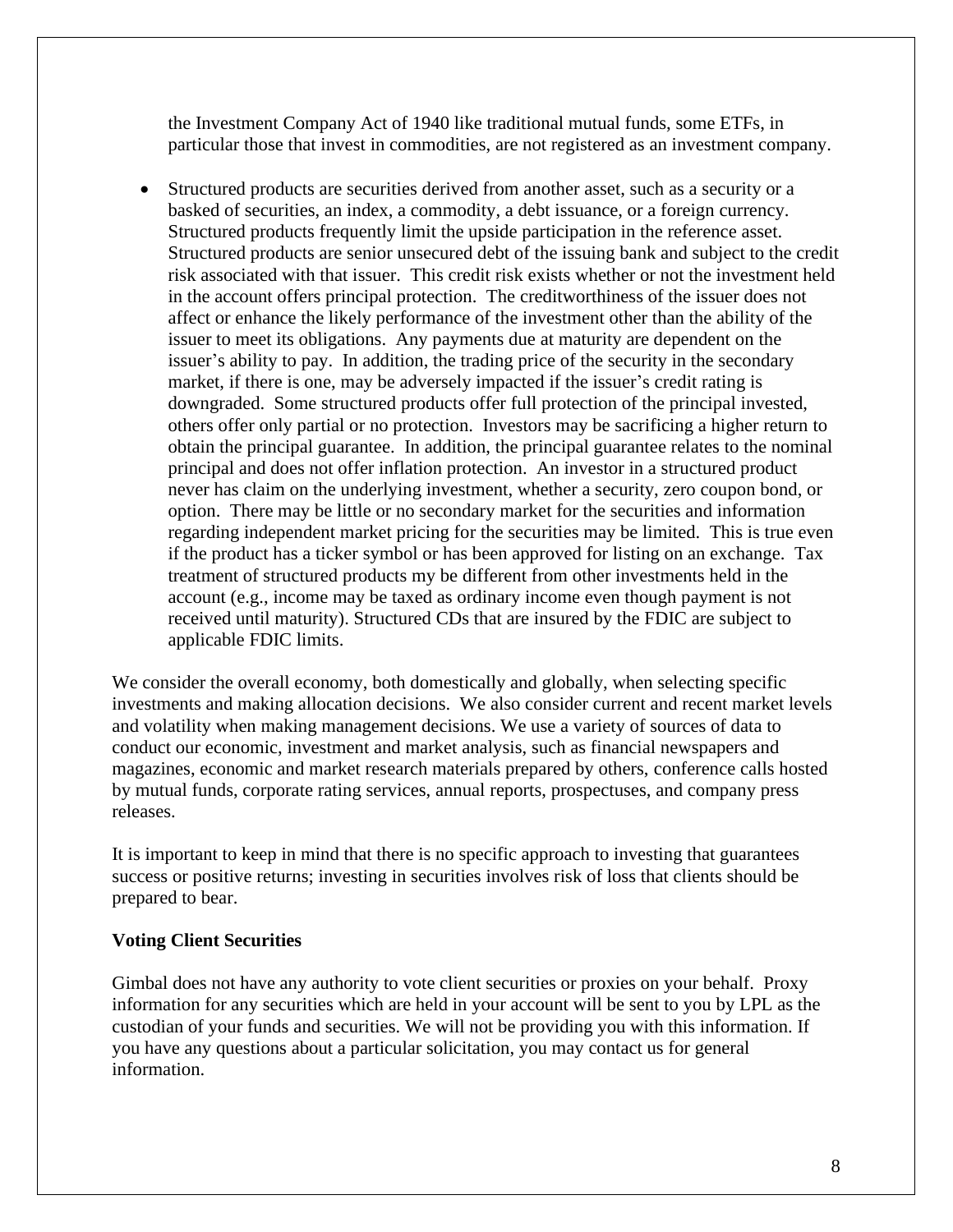the Investment Company Act of 1940 like traditional mutual funds, some ETFs, in particular those that invest in commodities, are not registered as an investment company.

- Structured products are securities derived from another asset, such as a security or a basked of securities, an index, a commodity, a debt issuance, or a foreign currency. Structured products frequently limit the upside participation in the reference asset. Structured products are senior unsecured debt of the issuing bank and subject to the credit risk associated with that issuer. This credit risk exists whether or not the investment held in the account offers principal protection. The creditworthiness of the issuer does not affect or enhance the likely performance of the investment other than the ability of the issuer to meet its obligations. Any payments due at maturity are dependent on the issuer's ability to pay. In addition, the trading price of the security in the secondary market, if there is one, may be adversely impacted if the issuer's credit rating is downgraded. Some structured products offer full protection of the principal invested, others offer only partial or no protection. Investors may be sacrificing a higher return to obtain the principal guarantee. In addition, the principal guarantee relates to the nominal principal and does not offer inflation protection. An investor in a structured product never has claim on the underlying investment, whether a security, zero coupon bond, or option. There may be little or no secondary market for the securities and information regarding independent market pricing for the securities may be limited. This is true even if the product has a ticker symbol or has been approved for listing on an exchange. Tax treatment of structured products my be different from other investments held in the account (e.g., income may be taxed as ordinary income even though payment is not received until maturity). Structured CDs that are insured by the FDIC are subject to applicable FDIC limits.

We consider the overall economy, both domestically and globally, when selecting specific investments and making allocation decisions. We also consider current and recent market levels and volatility when making management decisions. We use a variety of sources of data to conduct our economic, investment and market analysis, such as financial newspapers and magazines, economic and market research materials prepared by others, conference calls hosted by mutual funds, corporate rating services, annual reports, prospectuses, and company press releases.

It is important to keep in mind that there is no specific approach to investing that guarantees success or positive returns; investing in securities involves risk of loss that clients should be prepared to bear.

**Voting Client Securities**

Gimbal does not have any authority to vote client securities or proxies on your behalf. Proxy information for any securities which are held in your account will be sent to you by LPL as the custodian of your funds and securities. We will not be providing you with this information. If you have any questions about a particular solicitation, you may contact us for general information.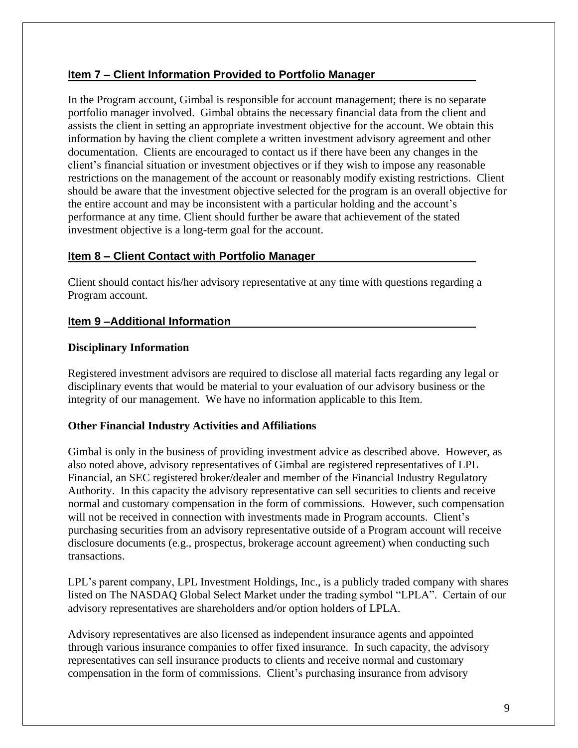## Item 7 – Client Information Provided to Portfolio Manager

In the Program account, Gimbal is responsible for account management; there is no separate portfolio manager involved. Gimbal obtains the necessary financial data from the client and assists the client in setting an appropriate investment objective for the account. We obtain this information by having the client complete a written investment advisory agreement and other documentation. Clients are encouraged to contact us if there have been any changes in the client's financial situation or investment objectives or if they wish to impose any reasonable restrictions on the management of the account or reasonably modify existing restrictions. Client should be aware that the investment objective selected for the program is an overall objective for the entire account and may be inconsistent with a particular holding and the account's performance at any time. Client should further be aware that achievement of the stated investment objective is a long-term goal for the account.

## Item 8 – Client Contact with Portfolio Manager

Client should contact his/her advisory representative at any time with questions regarding a Program account.

## Item 9 –Additional Information

### Disciplinary Information

Registered investment advisors are required to disclose all material facts regarding any legal or disciplinary events that would be material to your evaluation of our advisory business or the integrity of our management. We have no information applicable to this Item.

### Other Financial Industry Activities and Affiliations

Gimbal is only in the business of providing investment advice as described above. However, as also noted above, advisory representatives of Gimbal are registered representatives of LPL Financial, an SEC registered broker/dealer and member of the Financial Industry Regulatory Authority. In this capacity the advisory representative can sell securities to clients and receive normal and customary compensation in the form of commissions. However, such compensation will not be received in connection with investments made in Program accounts. Client's purchasing securities from an advisory representative outside of a Program account will receive disclosure documents (e.g., prospectus, brokerage account agreement) when conducting such transactions.

LPL's parent company, LPL Investment Holdings, Inc., is a publicly traded company with shares listed on The NASDAQ Global Select Market under the trading symbol "LPLA". Certain of our advisory representatives are shareholders and/or option holders of LPLA.

Advisory representatives are also licensed as independent insurance agents and appointed through various insurance companies to offer fixed insurance. In such capacity, the advisory representatives can sell insurance products to clients and receive normal and customary compensation in the form of commissions. Client's purchasing insurance from advisory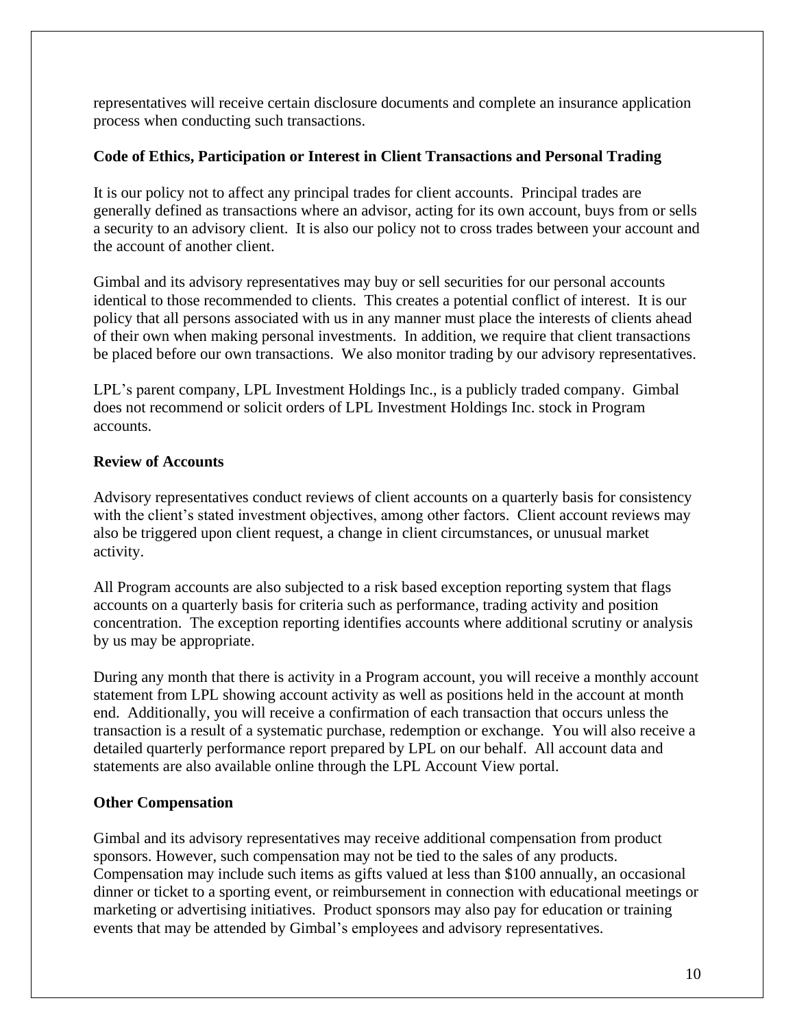representatives will receive certain disclosure documents and complete an insurance application process when conducting such transactions.

### Code of Ethics, Participation or Interest in Client Transactions and Personal Trading

It is our policy not to affect any principal trades for client accounts. Principal trades are generally defined as transactions where an advisor, acting for its own account, buys from or sells a security to an advisory client. It is also our policy not to cross trades between your account and the account of another client.

Gimbal and its advisory representatives may buy or sell securities for our personal accounts identical to those recommended to clients. This creates a potential conflict of interest. It is our policy that all persons associated with us in any manner must place the interests of clients ahead of their own when making personal investments. In addition, we require that client transactions be placed before our own transactions. We also monitor trading by our advisory representatives.

LPL's parent company, LPL Investment Holdings Inc., is a publicly traded company. Gimbal does not recommend or solicit orders of LPL Investment Holdings Inc. stock in Program accounts.

### Review of Accounts

Advisory representatives conduct reviews of client accounts on a quarterly basis for consistency with the client's stated investment objectives, among other factors. Client account reviews may also be triggered upon client request, a change in client circumstances, or unusual market activity.

All Program accounts are also subjected to a risk based exception reporting system that flags accounts on a quarterly basis for criteria such as performance, trading activity and position concentration. The exception reporting identifies accounts where additional scrutiny or analysis by us may be appropriate.

During any month that there is activity in a Program account, you will receive a monthly account statement from LPL showing account activity as well as positions held in the account at month end. Additionally, you will receive a confirmation of each transaction that occurs unless the transaction is a result of a systematic purchase, redemption or exchange. You will also receive a detailed quarterly performance report prepared by LPL on our behalf. All account data and statements are also available online through the LPL Account View portal.

### Other Compensation

Gimbal and its advisory representatives may receive additional compensation from product sponsors. However, such compensation may not be tied to the sales of any products. Compensation may include such items as gifts valued at less than $100 annually, an occasional dinner or ticket to a sporting event, or reimbursement in connection with educational meetings or marketing or advertising initiatives. Product sponsors may also pay for education or training events that may be attended by Gimbal's employees and advisory representatives.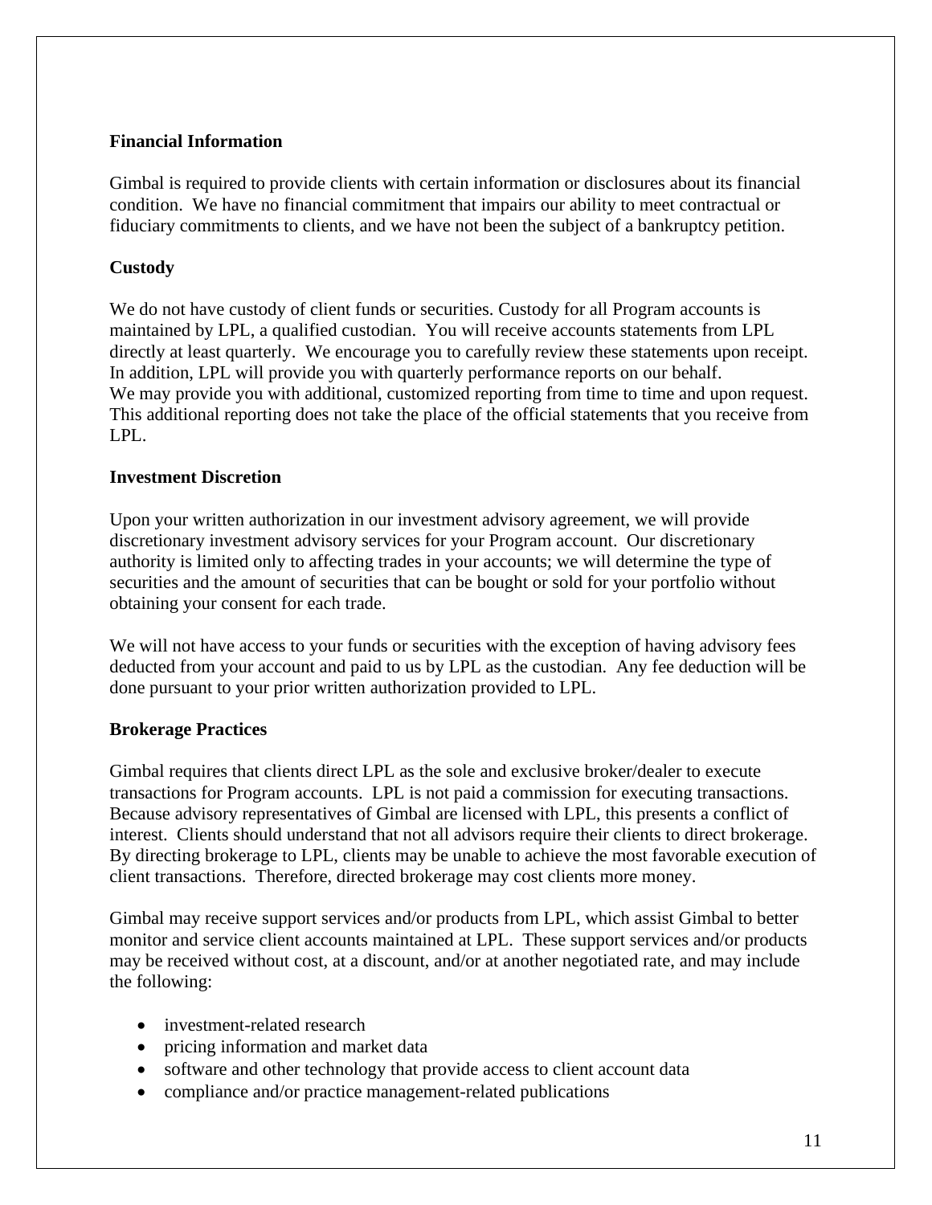## Financial Information

Gimbal is required to provide clients with certain information or disclosures about its financial condition.  We have no financial commitment that impairs our ability to meet contractual or fiduciary commitments to clients, and we have not been the subject of a bankruptcy petition.

## Custody

We do not have custody of client funds or securities. Custody for all Program accounts is maintained by LPL, a qualified custodian.  You will receive accounts statements from LPL directly at least quarterly.  We encourage you to carefully review these statements upon receipt.  In addition, LPL will provide you with quarterly performance reports on our behalf.
We may provide you with additional, customized reporting from time to time and upon request.  This additional reporting does not take the place of the official statements that you receive from LPL.

## Investment Discretion

Upon your written authorization in our investment advisory agreement, we will provide discretionary investment advisory services for your Program account.  Our discretionary authority is limited only to affecting trades in your accounts; we will determine the type of securities and the amount of securities that can be bought or sold for your portfolio without obtaining your consent for each trade.

We will not have access to your funds or securities with the exception of having advisory fees deducted from your account and paid to us by LPL as the custodian.  Any fee deduction will be done pursuant to your prior written authorization provided to LPL.

## Brokerage Practices

Gimbal requires that clients direct LPL as the sole and exclusive broker/dealer to execute transactions for Program accounts.  LPL is not paid a commission for executing transactions.  Because advisory representatives of Gimbal are licensed with LPL, this presents a conflict of interest.  Clients should understand that not all advisors require their clients to direct brokerage.  By directing brokerage to LPL, clients may be unable to achieve the most favorable execution of client transactions.  Therefore, directed brokerage may cost clients more money.

Gimbal may receive support services and/or products from LPL, which assist Gimbal to better monitor and service client accounts maintained at LPL.  These support services and/or products may be received without cost, at a discount, and/or at another negotiated rate, and may include the following:

- investment-related research
- pricing information and market data
- software and other technology that provide access to client account data
- compliance and/or practice management-related publications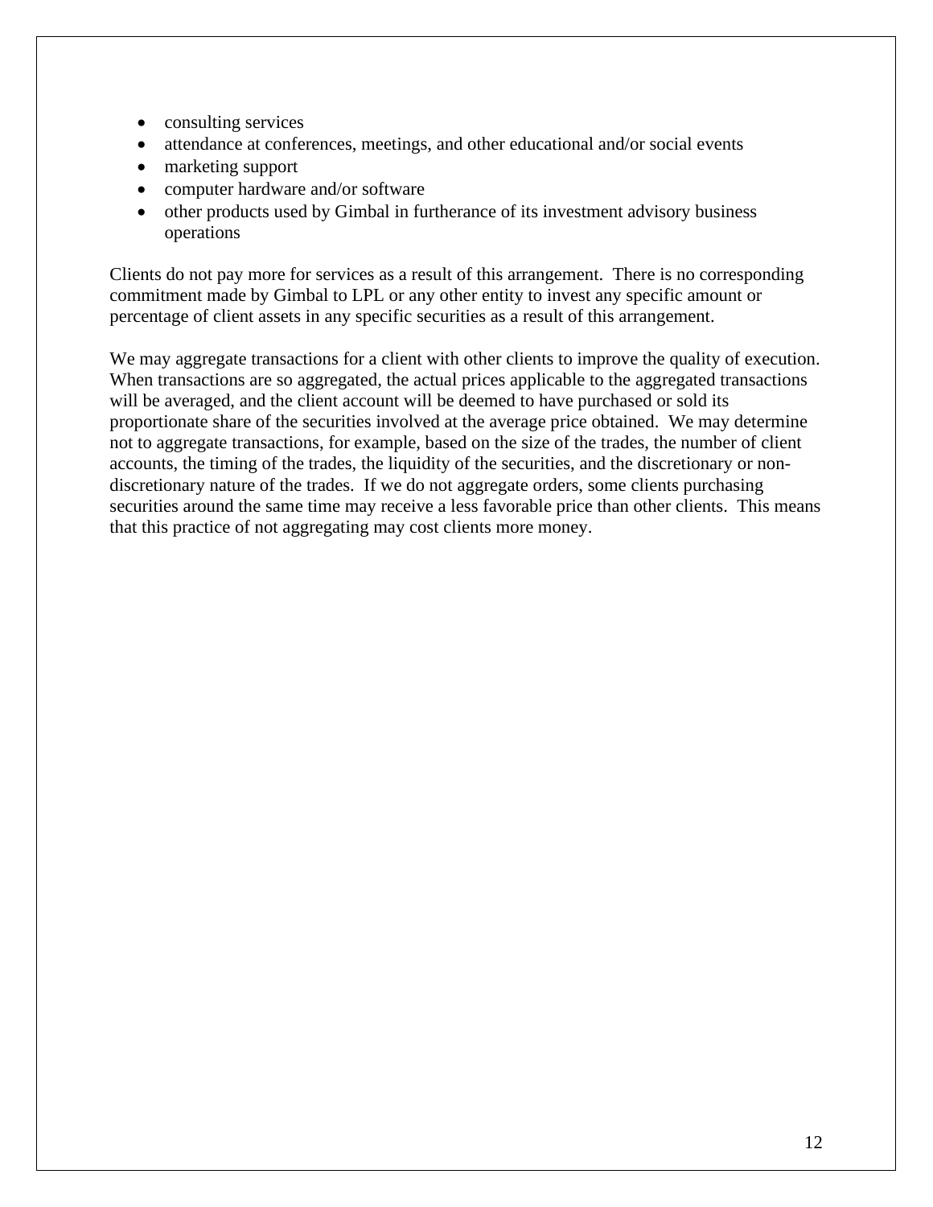- consulting services
- attendance at conferences, meetings, and other educational and/or social events
- marketing support
- computer hardware and/or software
- other products used by Gimbal in furtherance of its investment advisory business operations

Clients do not pay more for services as a result of this arrangement. There is no corresponding commitment made by Gimbal to LPL or any other entity to invest any specific amount or percentage of client assets in any specific securities as a result of this arrangement.

We may aggregate transactions for a client with other clients to improve the quality of execution. When transactions are so aggregated, the actual prices applicable to the aggregated transactions will be averaged, and the client account will be deemed to have purchased or sold its proportionate share of the securities involved at the average price obtained. We may determine not to aggregate transactions, for example, based on the size of the trades, the number of client accounts, the timing of the trades, the liquidity of the securities, and the discretionary or non-discretionary nature of the trades. If we do not aggregate orders, some clients purchasing securities around the same time may receive a less favorable price than other clients. This means that this practice of not aggregating may cost clients more money.